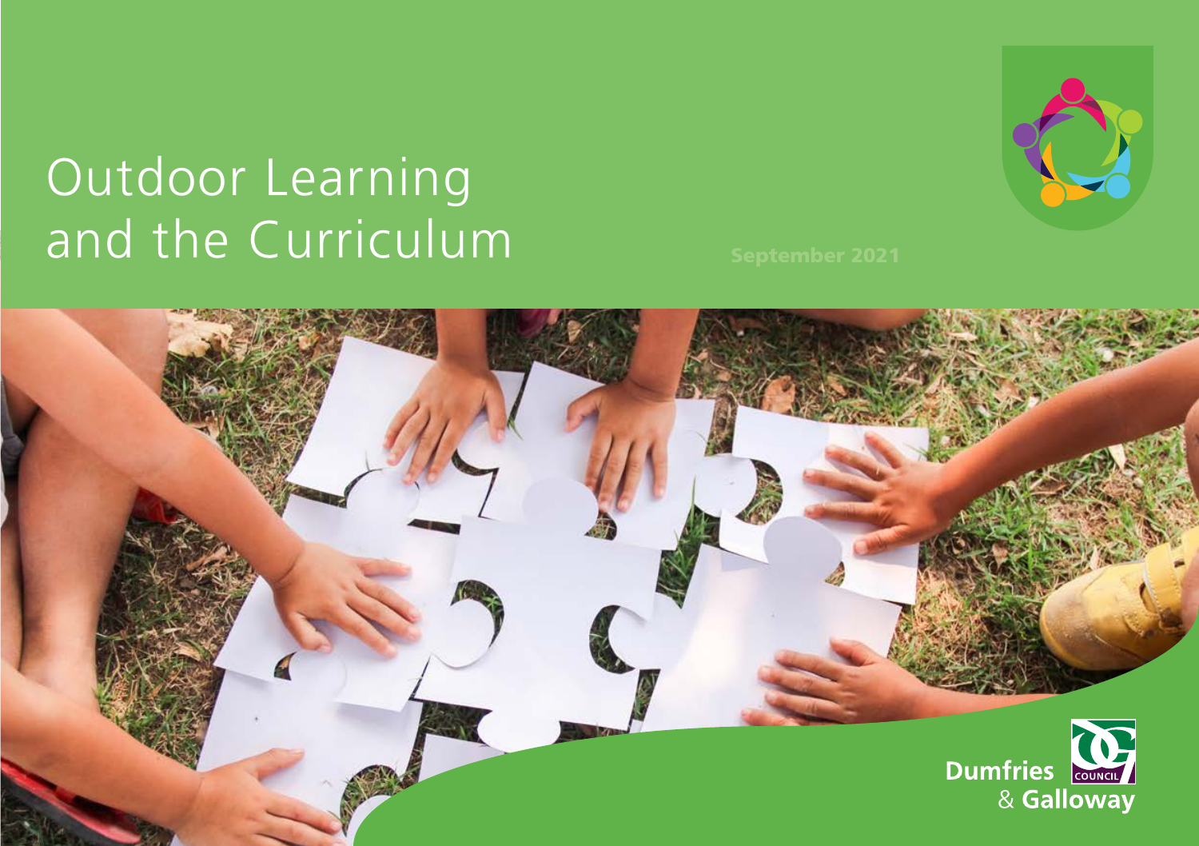# Outdoor Learning and the Curriculum

September 2021

Dumfries & Galloway Council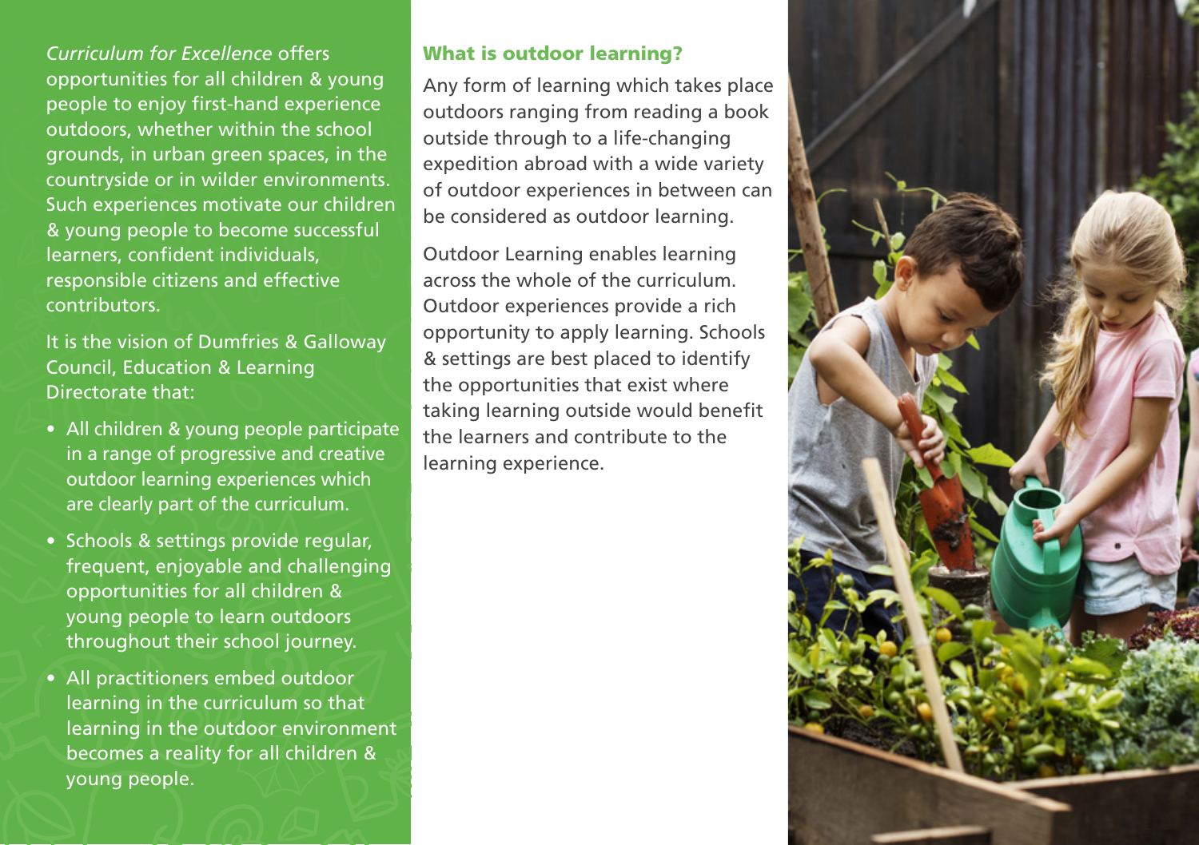*Curriculum for Excellence* offers opportunities for all children & young people to enjoy first-hand experience outdoors, whether within the school grounds, in urban green spaces, in the countryside or in wilder environments. Such experiences motivate our children & young people to become successful learners, confident individuals, responsible citizens and effective contributors.

It is the vision of Dumfries & Galloway Council, Education & Learning Directorate that:

- All children & young people participate in a range of progressive and creative outdoor learning experiences which are clearly part of the curriculum.
- Schools & settings provide regular, frequent, enjoyable and challenging opportunities for all children & young people to learn outdoors throughout their school journey.
- All practitioners embed outdoor learning in the curriculum so that learning in the outdoor environment becomes a reality for all children & young people.

### What is outdoor learning?

Any form of learning which takes place outdoors ranging from reading a book outside through to a life-changing expedition abroad with a wide variety of outdoor experiences in between can be considered as outdoor learning.

Outdoor Learning enables learning across the whole of the curriculum. Outdoor experiences provide a rich opportunity to apply learning. Schools & settings are best placed to identify the opportunities that exist where taking learning outside would benefit the learners and contribute to the learning experience.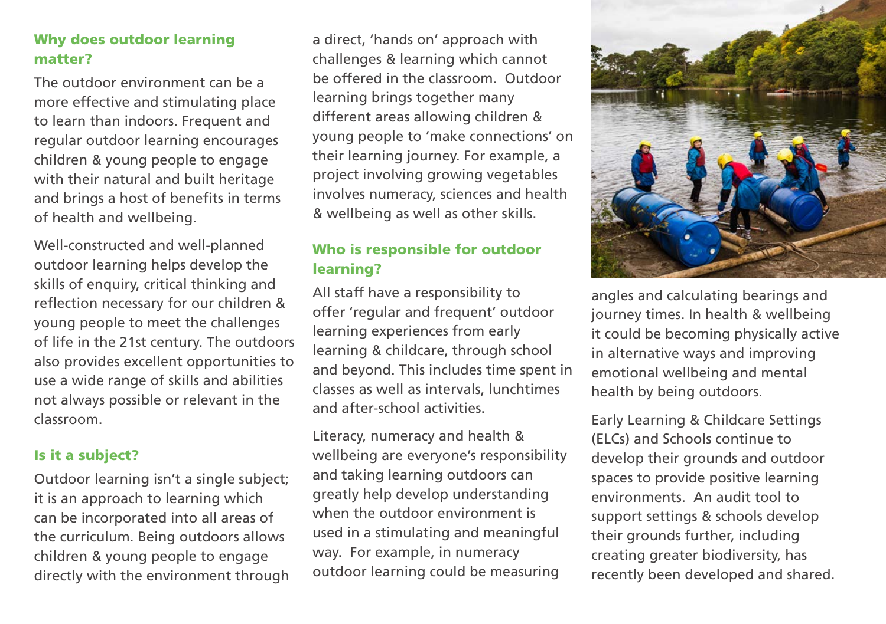## Why does outdoor learning matter?

The outdoor environment can be a more effective and stimulating place to learn than indoors. Frequent and regular outdoor learning encourages children & young people to engage with their natural and built heritage and brings a host of benefits in terms of health and wellbeing.

Well-constructed and well-planned outdoor learning helps develop the skills of enquiry, critical thinking and reflection necessary for our children & young people to meet the challenges of life in the 21st century. The outdoors also provides excellent opportunities to use a wide range of skills and abilities not always possible or relevant in the classroom.

## Is it a subject?

Outdoor learning isn't a single subject; it is an approach to learning which can be incorporated into all areas of the curriculum. Being outdoors allows children & young people to engage directly with the environment through a direct, 'hands on' approach with challenges & learning which cannot be offered in the classroom. Outdoor learning brings together many different areas allowing children & young people to 'make connections' on their learning journey. For example, a project involving growing vegetables involves numeracy, sciences and health & wellbeing as well as other skills.

## Who is responsible for outdoor learning?

All staff have a responsibility to offer 'regular and frequent' outdoor learning experiences from early learning & childcare, through school and beyond. This includes time spent in classes as well as intervals, lunchtimes and after-school activities.

Literacy, numeracy and health & wellbeing are everyone's responsibility and taking learning outdoors can greatly help develop understanding when the outdoor environment is used in a stimulating and meaningful way. For example, in numeracy outdoor learning could be measuring angles and calculating bearings and journey times. In health & wellbeing it could be becoming physically active in alternative ways and improving emotional wellbeing and mental health by being outdoors.

Early Learning & Childcare Settings (ELCs) and Schools continue to develop their grounds and outdoor spaces to provide positive learning environments. An audit tool to support settings & schools develop their grounds further, including creating greater biodiversity, has recently been developed and shared.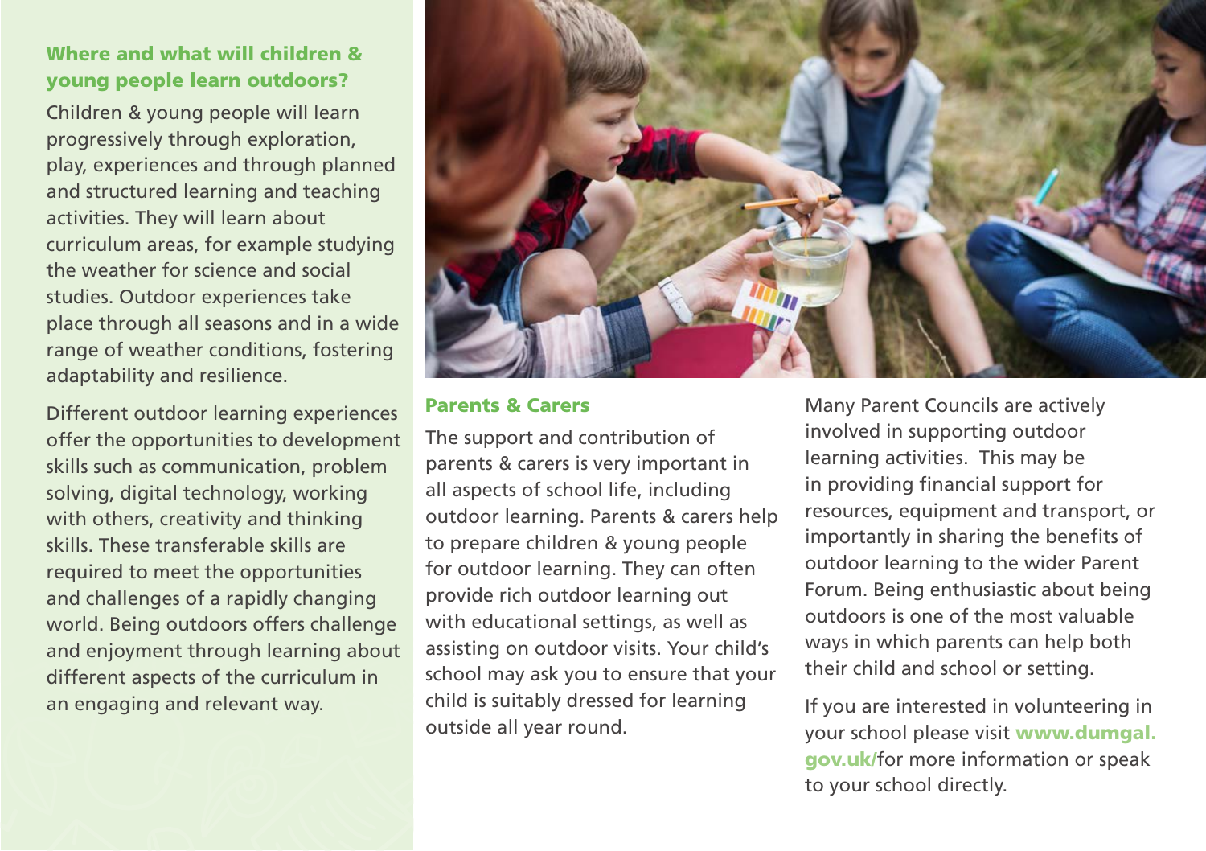## Where and what will children & young people learn outdoors?

Children & young people will learn progressively through exploration, play, experiences and through planned and structured learning and teaching activities. They will learn about curriculum areas, for example studying the weather for science and social studies. Outdoor experiences take place through all seasons and in a wide range of weather conditions, fostering adaptability and resilience.

Different outdoor learning experiences offer the opportunities to development skills such as communication, problem solving, digital technology, working with others, creativity and thinking skills. These transferable skills are required to meet the opportunities and challenges of a rapidly changing world. Being outdoors offers challenge and enjoyment through learning about different aspects of the curriculum in an engaging and relevant way.

## Parents & Carers

The support and contribution of parents & carers is very important in all aspects of school life, including outdoor learning. Parents & carers help to prepare children & young people for outdoor learning. They can often provide rich outdoor learning out with educational settings, as well as assisting on outdoor visits. Your child's school may ask you to ensure that your child is suitably dressed for learning outside all year round.

Many Parent Councils are actively involved in supporting outdoor learning activities. This may be in providing financial support for resources, equipment and transport, or importantly in sharing the benefits of outdoor learning to the wider Parent Forum. Being enthusiastic about being outdoors is one of the most valuable ways in which parents can help both their child and school or setting.

If you are interested in volunteering in your school please visit **www.dumgal.gov.uk/** for more information or speak to your school directly.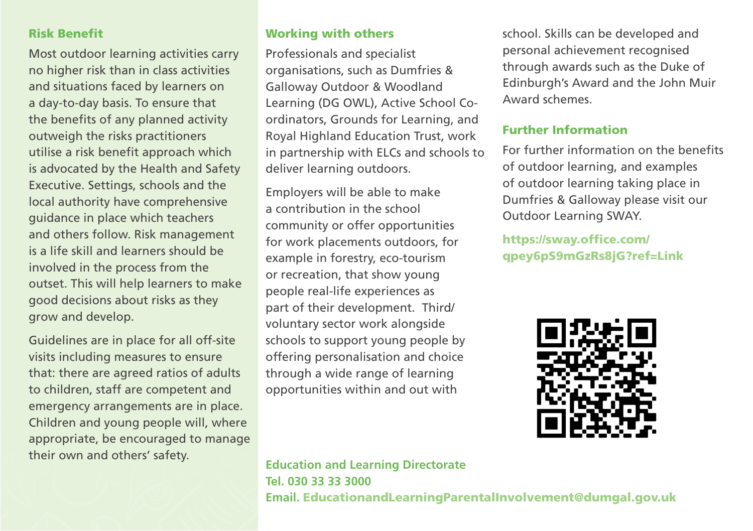## Risk Benefit

Most outdoor learning activities carry no higher risk than in class activities and situations faced by learners on a day-to-day basis. To ensure that the benefits of any planned activity outweigh the risks practitioners utilise a risk benefit approach which is advocated by the Health and Safety Executive. Settings, schools and the local authority have comprehensive guidance in place which teachers and others follow. Risk management is a life skill and learners should be involved in the process from the outset. This will help learners to make good decisions about risks as they grow and develop.

Guidelines are in place for all off-site visits including measures to ensure that: there are agreed ratios of adults to children, staff are competent and emergency arrangements are in place. Children and young people will, where appropriate, be encouraged to manage their own and others' safety.

## Working with others

Professionals and specialist organisations, such as Dumfries & Galloway Outdoor & Woodland Learning (DG OWL), Active School Co-ordinators, Grounds for Learning, and Royal Highland Education Trust, work in partnership with ELCs and schools to deliver learning outdoors.

Employers will be able to make a contribution in the school community or offer opportunities for work placements outdoors, for example in forestry, eco-tourism or recreation, that show young people real-life experiences as part of their development. Third/voluntary sector work alongside schools to support young people by offering personalisation and choice through a wide range of learning opportunities within and out with school. Skills can be developed and personal achievement recognised through awards such as the Duke of Edinburgh's Award and the John Muir Award schemes.

## Further Information

For further information on the benefits of outdoor learning, and examples of outdoor learning taking place in Dumfries & Galloway please visit our Outdoor Learning SWAY.

**https://sway.office.com/qpey6pS9mGzRs8jG?ref=Link**

**Education and Learning Directorate**
**Tel. 030 33 33 3000**
**Email. EducationandLearningParentalInvolvement@dumgal.gov.uk**